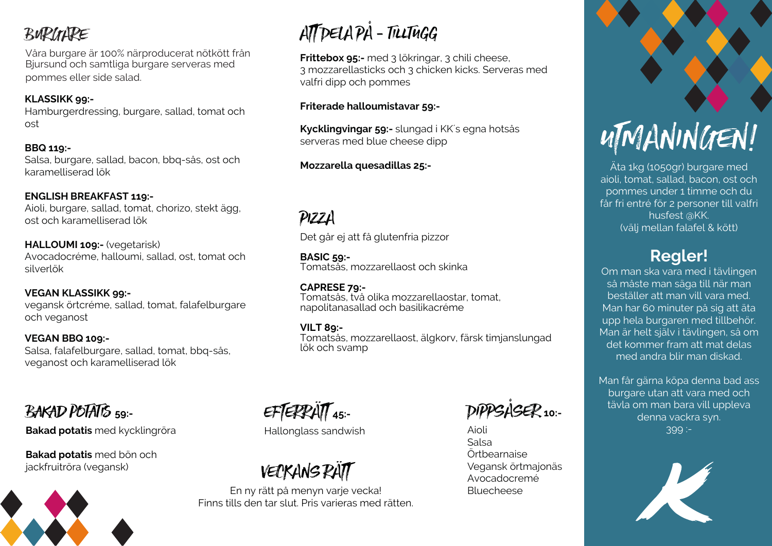# BURGARE

Våra burgare är 100% närproducerat nötkött från Bjursund och samtliga burgare serveras med pommes eller side salad.

**KLASSIKK 99:-**
Hamburgerdressing, burgare, sallad, tomat och ost

**BBQ 119:-**
Salsa, burgare, sallad, bacon, bbq-sås, ost och karamelliserad lök

**ENGLISH BREAKFAST 119:-**
Aioli, burgare, sallad, tomat, chorizo, stekt ägg, ost och karamelliserad lök

**HALLOUMI 109:-** (vegetarisk)
Avocadocréme, halloumi, sallad, ost, tomat och silverlök

**VEGAN KLASSIKK 99:-**
vegansk örtcréme, sallad, tomat, falafelburgare och veganost

**VEGAN BBQ 109:-**
Salsa, falafelburgare, sallad, tomat, bbq-sås, veganost och karamelliserad lök

# ATT DELA PÅ - TILLTUGG

**Frittebox 95:-** med 3 lökringar, 3 chili cheese, 3 mozzarellasticks och 3 chicken kicks. Serveras med valfri dipp och pommes

**Friterade halloumistavar 59:-**

**Kycklingvingar 59:-** slungad i KK´s egna hotsås serveras med blue cheese dipp

**Mozzarella quesadillas 25:-**

# PIZZA

Det går ej att få glutenfria pizzor

**BASIC 59:-**
Tomatsås, mozzarellaost och skinka

**CAPRESE 79:-**
Tomatsås, två olika mozzarellaostar, tomat, napolitanasallad och basilikacréme

**VILT 89:-**
Tomatsås, mozzarellaost, älgkorv, färsk timjanslungad lök och svamp

# BAKAD POTATIS 59:-

**Bakad potatis** med kycklingröra

**Bakad potatis** med bön och jackfruitröra (vegansk)

# EFTERRÄTT 45:-

Hallonglass sandwish

# VECKANS RÄTT

En ny rätt på menyn varje vecka!
Finns tills den tar slut. Pris varieras med rätten.

# DIPPSÅSER 10:-

Aioli
Salsa
Örtbearnaise
Vegansk örtmajonäs
Avocadocremé
Bluecheese

# UTMANINGEN!

Äta 1kg (1050gr) burgare med aioli, tomat, sallad, bacon, ost och pommes under 1 timme och du får fri entré för 2 personer till valfri husfest @KK.
(välj mellan falafel & kött)

## Regler!

Om man ska vara med i tävlingen så måste man säga till när man beställer att man vill vara med. Man har 60 minuter på sig att äta upp hela burgaren med tillbehör. Man är helt själv i tävlingen, så om det kommer fram att mat delas med andra blir man diskad.

Man får gärna köpa denna bad ass burgare utan att vara med och tävla om man bara vill uppleva denna vackra syn.
399 :-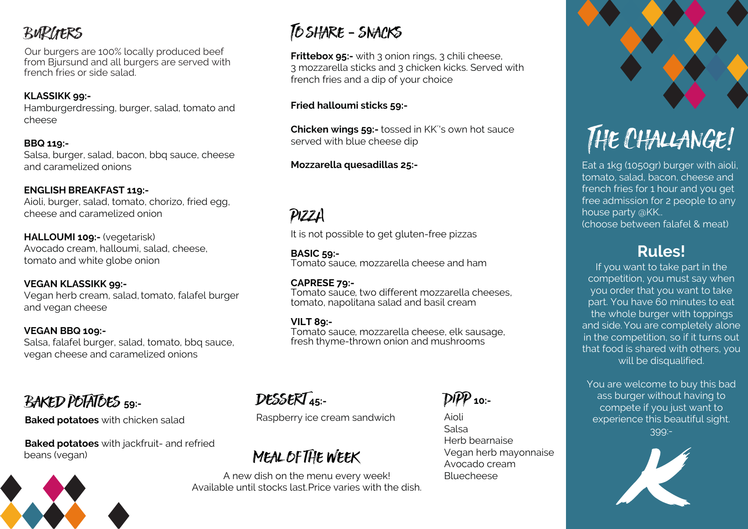## BURGERS

Our burgers are 100% locally produced beef from Bjursund and all burgers are served with french fries or side salad.

**KLASSIKK 99:-**
Hamburgerdressing, burger, salad, tomato and cheese

**BBQ 119:-**
Salsa, burger, salad, bacon, bbq sauce, cheese and caramelized onions

**ENGLISH BREAKFAST 119:-**
Aioli, burger, salad, tomato, chorizo, fried egg, cheese and caramelized onion

**HALLOUMI 109:-** (vegetarisk)
Avocado cream, halloumi, salad, cheese, tomato and white globe onion

**VEGAN KLASSIKK 99:-**
Vegan herb cream, salad, tomato, falafel burger and vegan cheese

**VEGAN BBQ 109:-**
Salsa, falafel burger, salad, tomato, bbq sauce, vegan cheese and caramelized onions

## TO SHARE - SNACKS

**Frittebox 95:-** with 3 onion rings, 3 chili cheese, 3 mozzarella sticks and 3 chicken kicks. Served with french fries and a dip of your choice

**Fried halloumi sticks 59:-**

**Chicken wings 59:-** tossed in KK''s own hot sauce served with blue cheese dip

**Mozzarella quesadillas 25:-**

## PIZZA

It is not possible to get gluten-free pizzas

**BASIC 59:-**
Tomato sauce, mozzarella cheese and ham

**CAPRESE 79:-**
Tomato sauce, two different mozzarella cheeses, tomato, napolitana salad and basil cream

**VILT 89:-**
Tomato sauce, mozzarella cheese, elk sausage, fresh thyme-thrown onion and mushrooms

## BAKED POTATOES 59:-

**Baked potatoes** with chicken salad

**Baked potatoes** with jackfruit- and refried beans (vegan)

## DESSERT 45:-

Raspberry ice cream sandwich

## MEAL OF THE WEEK

A new dish on the menu every week!
Available until stocks last.Price varies with the dish.

## DIPP 10:-

Aioli
Salsa
Herb bearnaise
Vegan herb mayonnaise
Avocado cream
Bluecheese

## THE CHALLANGE!

Eat a 1kg (1050gr) burger with aioli, tomato, salad, bacon, cheese and french fries for 1 hour and you get free admission for 2 people to any house party @KK..
(choose between falafel & meat)

## Rules!

If you want to take part in the competition, you must say when you order that you want to take part. You have 60 minutes to eat the whole burger with toppings and side. You are completely alone in the competition, so if it turns out that food is shared with others, you will be disqualified.

You are welcome to buy this bad ass burger without having to compete if you just want to experience this beautiful sight.
399:-